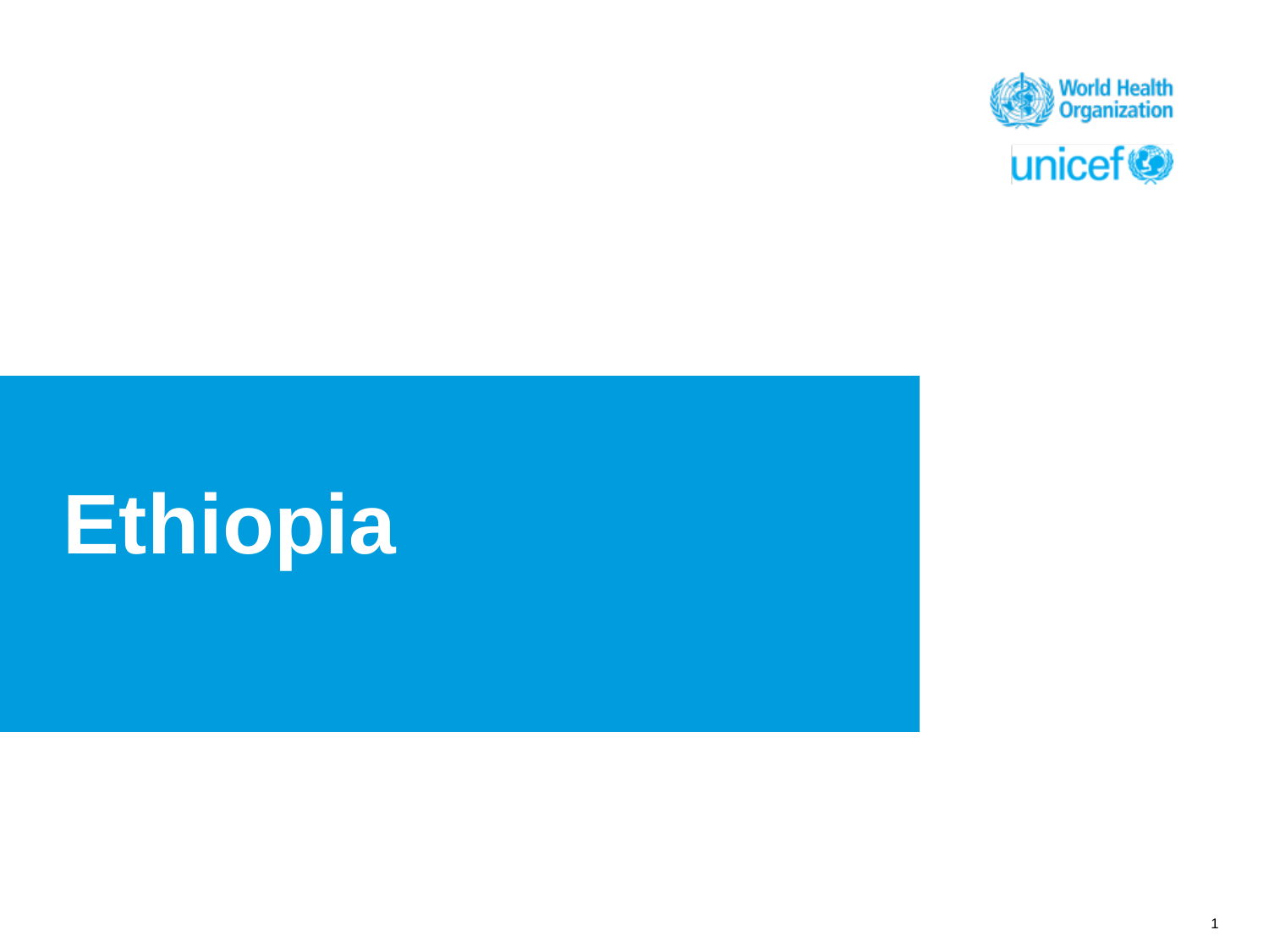World Health Organization

unicef

# Ethiopia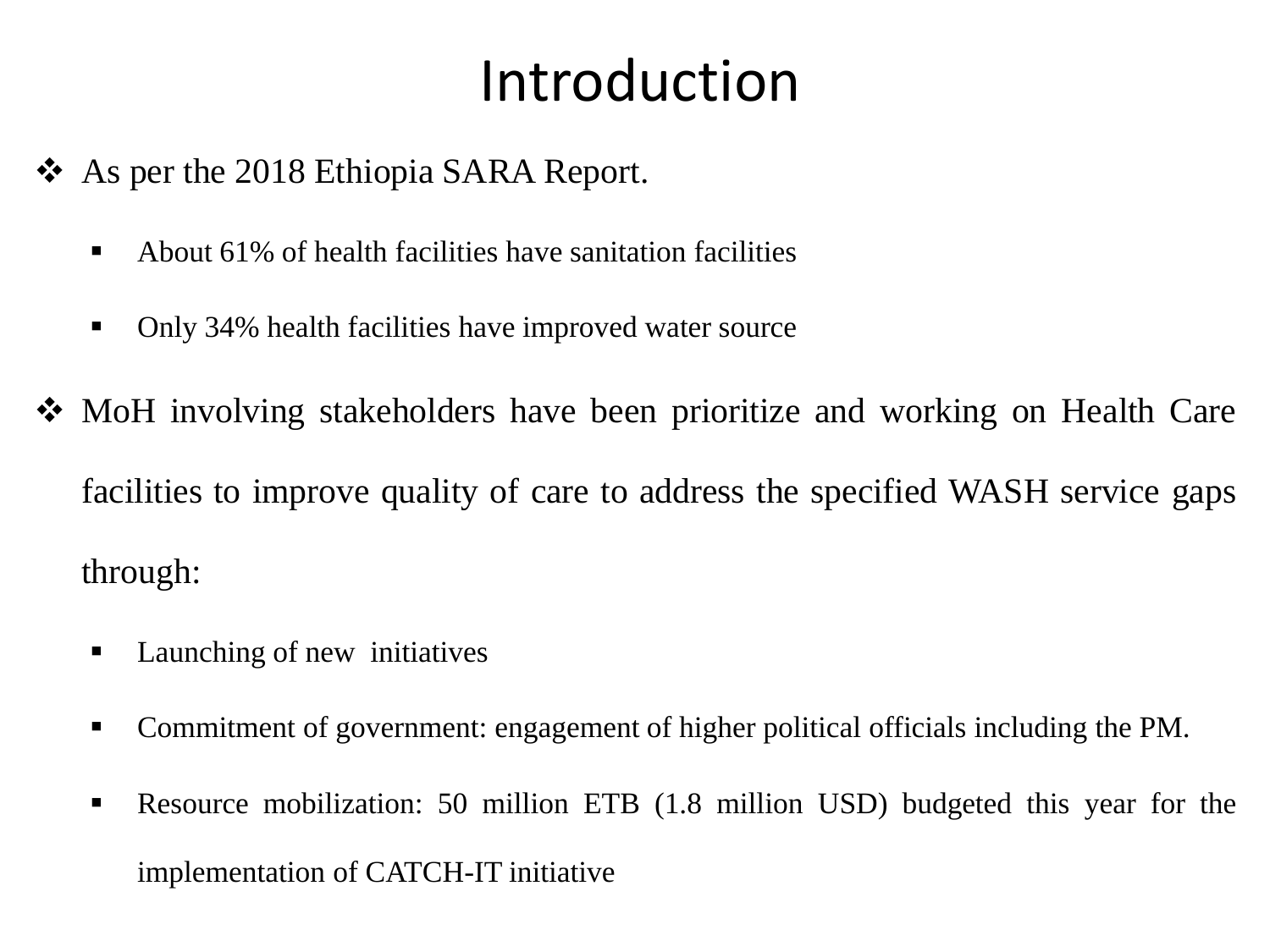# Introduction

- As per the 2018 Ethiopia SARA Report.
  - About 61% of health facilities have sanitation facilities
  - Only 34% health facilities have improved water source
- MoH involving stakeholders have been prioritize and working on Health Care facilities to improve quality of care to address the specified WASH service gaps through:
  - Launching of new initiatives
  - Commitment of government: engagement of higher political officials including the PM.
  - Resource mobilization: 50 million ETB (1.8 million USD) budgeted this year for the implementation of CATCH-IT initiative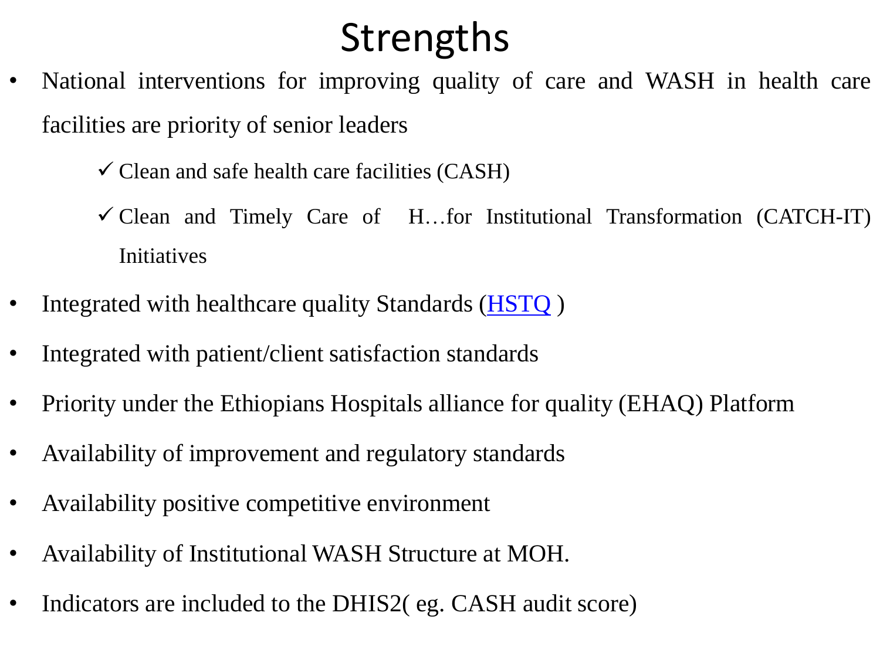# Strengths

- National interventions for improving quality of care and WASH in health care facilities are priority of senior leaders
  - ✓ Clean and safe health care facilities (CASH)
  - ✓ Clean and Timely Care of H…for Institutional Transformation (CATCH-IT) Initiatives
- Integrated with healthcare quality Standards (HSTQ )
- Integrated with patient/client satisfaction standards
- Priority under the Ethiopians Hospitals alliance for quality (EHAQ) Platform
- Availability of improvement and regulatory standards
- Availability positive competitive environment
- Availability of Institutional WASH Structure at MOH.
- Indicators are included to the DHIS2( eg. CASH audit score)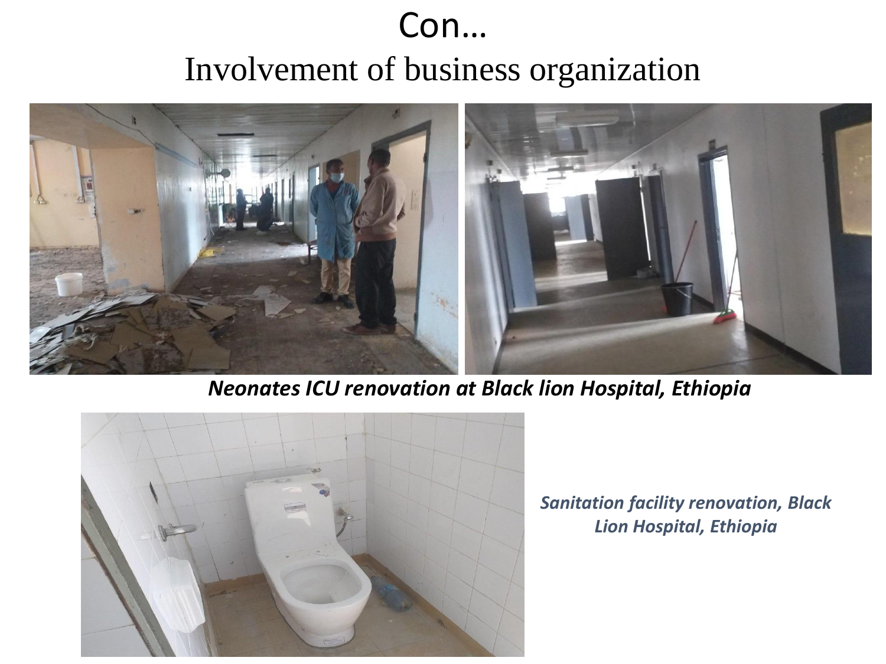# Con…

## Involvement of business organization

***Neonates ICU renovation at Black lion Hospital, Ethiopia***

***Sanitation facility renovation, Black Lion Hospital, Ethiopia***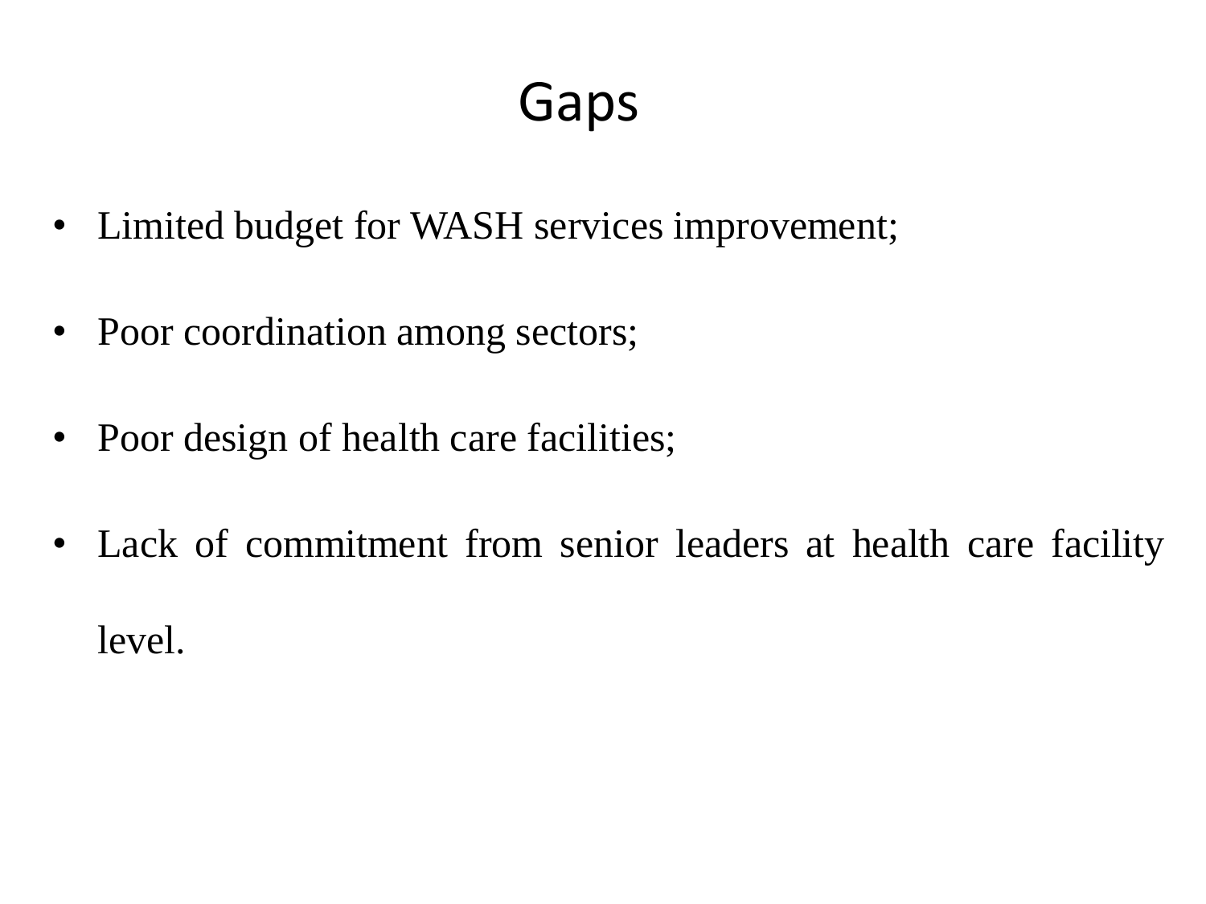# Gaps

- Limited budget for WASH services improvement;
- Poor coordination among sectors;
- Poor design of health care facilities;
- Lack of commitment from senior leaders at health care facility level.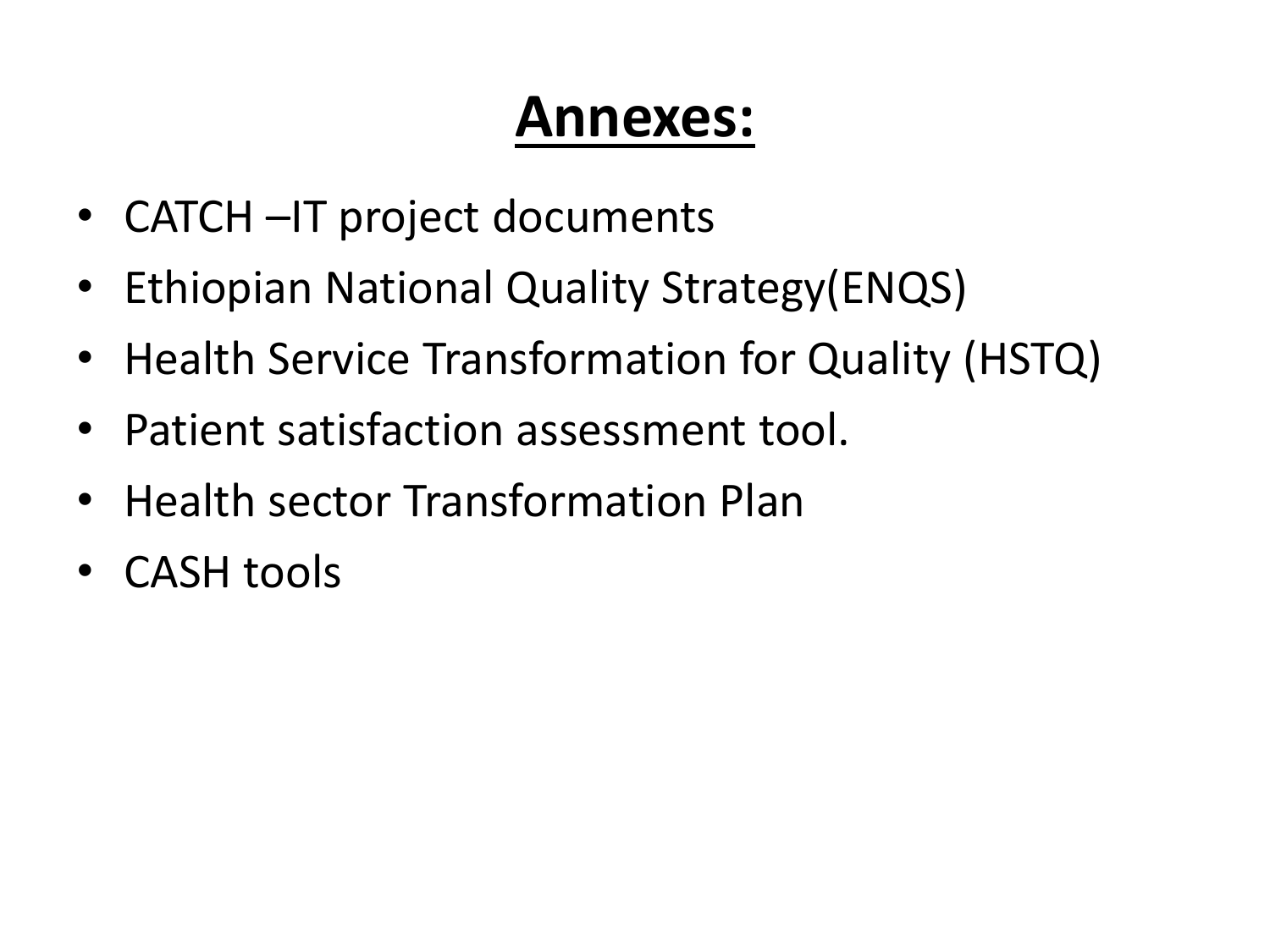# **Annexes:**

- CATCH –IT project documents
- Ethiopian National Quality Strategy(ENQS)
- Health Service Transformation for Quality (HSTQ)
- Patient satisfaction assessment tool.
- Health sector Transformation Plan
- CASH tools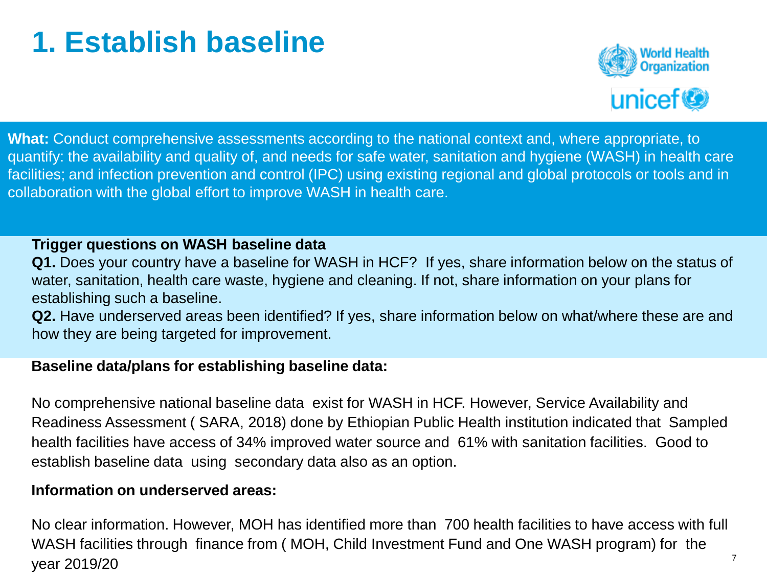# 1. Establish baseline

**What:** Conduct comprehensive assessments according to the national context and, where appropriate, to quantify: the availability and quality of, and needs for safe water, sanitation and hygiene (WASH) in health care facilities; and infection prevention and control (IPC) using existing regional and global protocols or tools and in collaboration with the global effort to improve WASH in health care.

**Trigger questions on WASH baseline data**

**Q1.** Does your country have a baseline for WASH in HCF? If yes, share information below on the status of water, sanitation, health care waste, hygiene and cleaning. If not, share information on your plans for establishing such a baseline.

**Q2.** Have underserved areas been identified? If yes, share information below on what/where these are and how they are being targeted for improvement.

**Baseline data/plans for establishing baseline data:**

No comprehensive national baseline data exist for WASH in HCF. However, Service Availability and Readiness Assessment ( SARA, 2018) done by Ethiopian Public Health institution indicated that Sampled health facilities have access of 34% improved water source and 61% with sanitation facilities. Good to establish baseline data using secondary data also as an option.

**Information on underserved areas:**

No clear information. However, MOH has identified more than 700 health facilities to have access with full WASH facilities through finance from ( MOH, Child Investment Fund and One WASH program) for the year 2019/20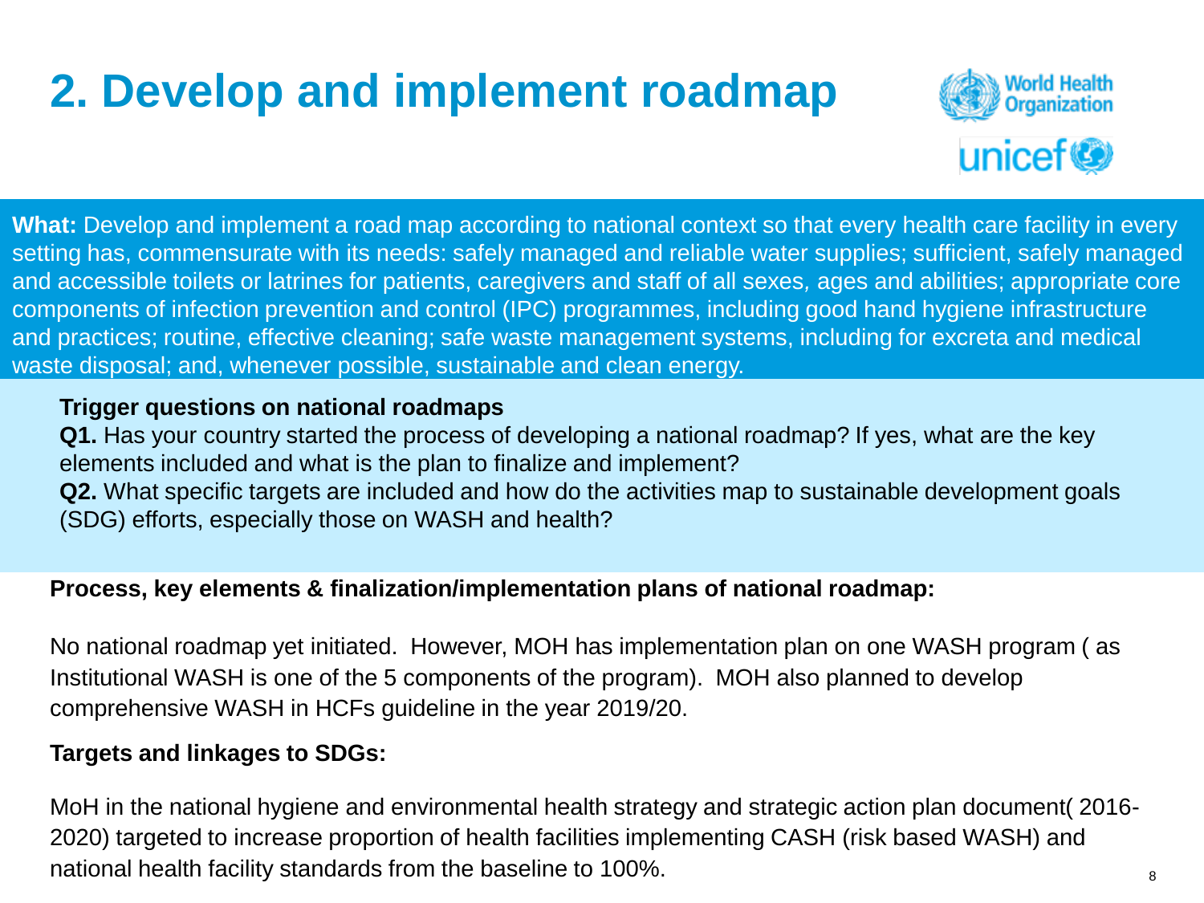# 2. Develop and implement roadmap

**What:** Develop and implement a road map according to national context so that every health care facility in every setting has, commensurate with its needs: safely managed and reliable water supplies; sufficient, safely managed and accessible toilets or latrines for patients, caregivers and staff of all sexes, ages and abilities; appropriate core components of infection prevention and control (IPC) programmes, including good hand hygiene infrastructure and practices; routine, effective cleaning; safe waste management systems, including for excreta and medical waste disposal; and, whenever possible, sustainable and clean energy.

**Trigger questions on national roadmaps**

**Q1.** Has your country started the process of developing a national roadmap? If yes, what are the key elements included and what is the plan to finalize and implement?

**Q2.** What specific targets are included and how do the activities map to sustainable development goals (SDG) efforts, especially those on WASH and health?

**Process, key elements & finalization/implementation plans of national roadmap:**

No national roadmap yet initiated. However, MOH has implementation plan on one WASH program ( as Institutional WASH is one of the 5 components of the program). MOH also planned to develop comprehensive WASH in HCFs guideline in the year 2019/20.

**Targets and linkages to SDGs:**

MoH in the national hygiene and environmental health strategy and strategic action plan document( 2016-2020) targeted to increase proportion of health facilities implementing CASH (risk based WASH) and national health facility standards from the baseline to 100%.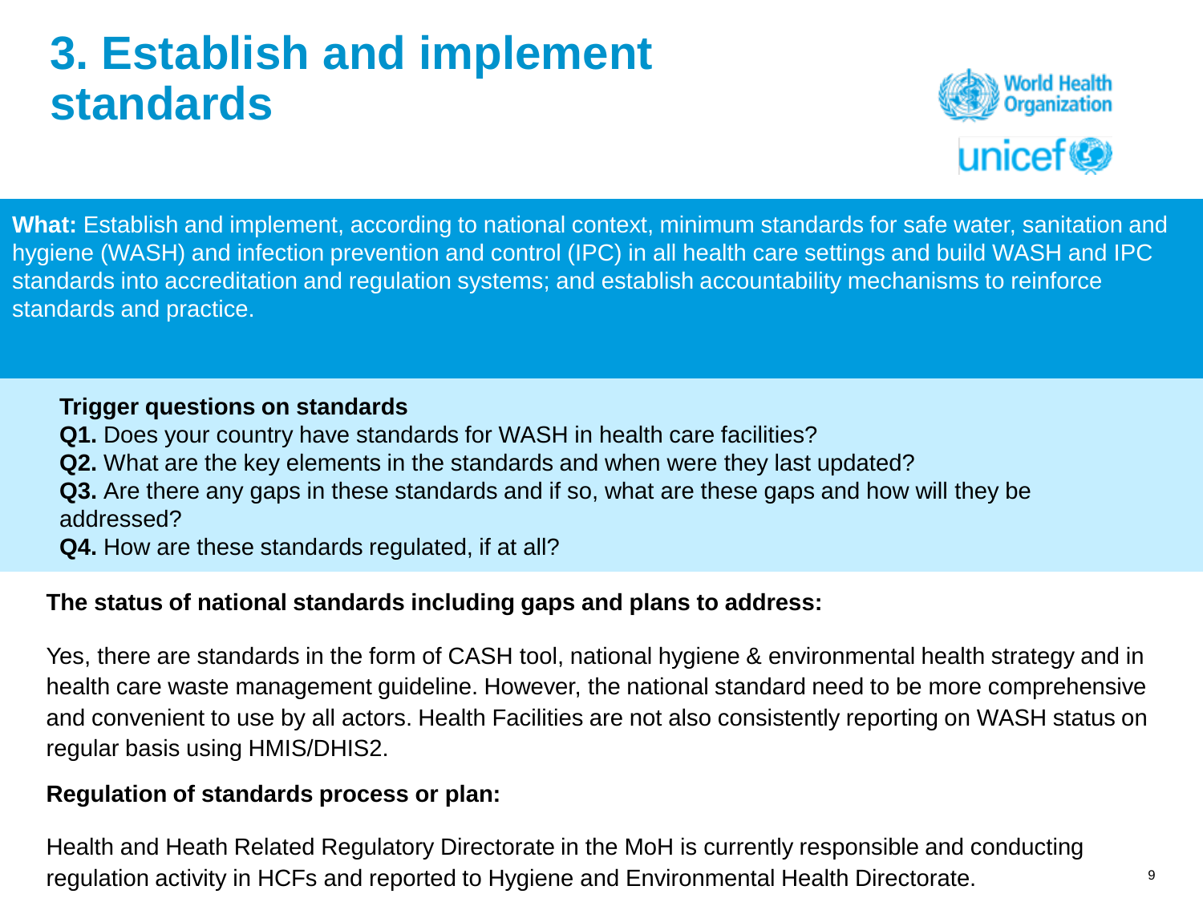# 3. Establish and implement standards

**What:** Establish and implement, according to national context, minimum standards for safe water, sanitation and hygiene (WASH) and infection prevention and control (IPC) in all health care settings and build WASH and IPC standards into accreditation and regulation systems; and establish accountability mechanisms to reinforce standards and practice.

**Trigger questions on standards**

**Q1.** Does your country have standards for WASH in health care facilities?
**Q2.** What are the key elements in the standards and when were they last updated?
**Q3.** Are there any gaps in these standards and if so, what are these gaps and how will they be addressed?
**Q4.** How are these standards regulated, if at all?

**The status of national standards including gaps and plans to address:**

Yes, there are standards in the form of CASH tool, national hygiene & environmental health strategy and in health care waste management guideline. However, the national standard need to be more comprehensive and convenient to use by all actors. Health Facilities are not also consistently reporting on WASH status on regular basis using HMIS/DHIS2.

**Regulation of standards process or plan:**

Health and Heath Related Regulatory Directorate in the MoH is currently responsible and conducting regulation activity in HCFs and reported to Hygiene and Environmental Health Directorate.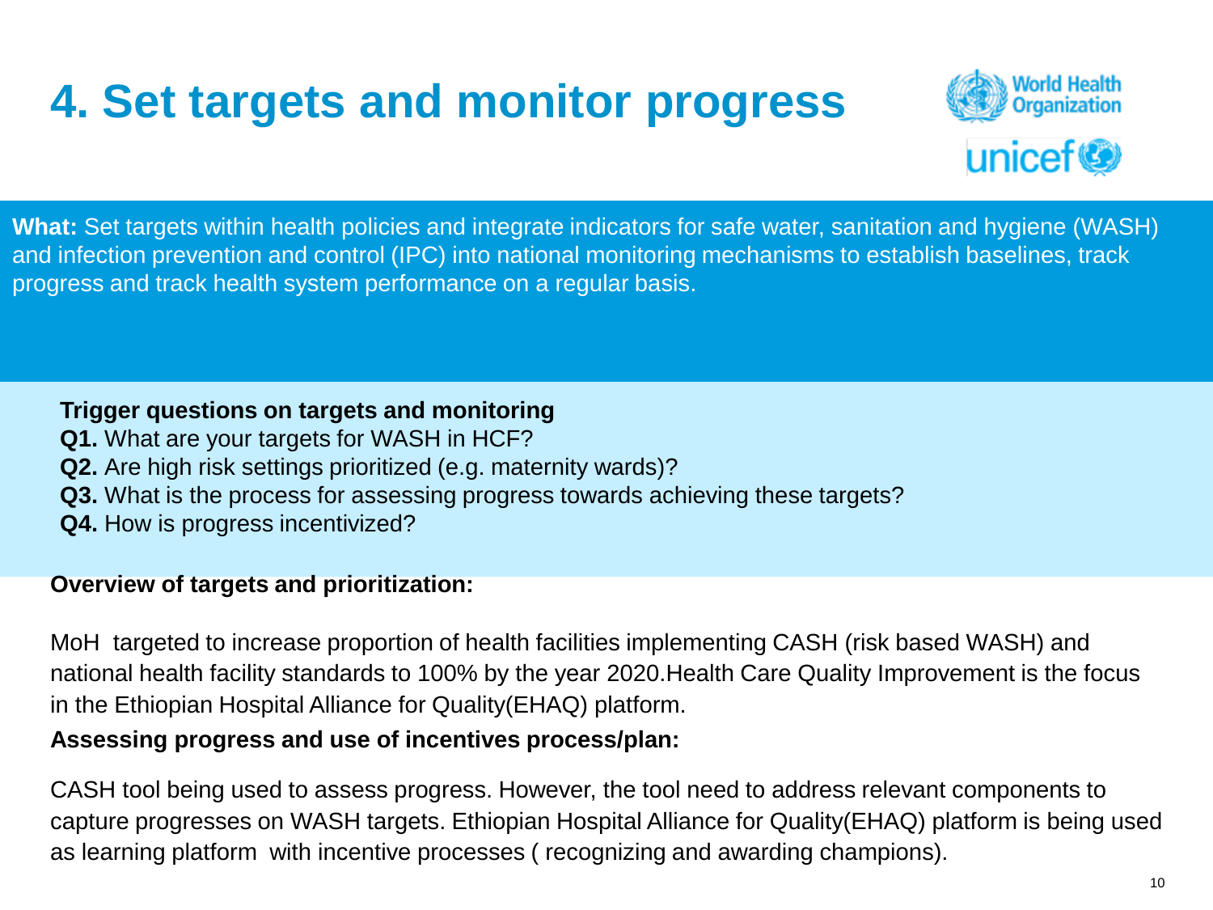# 4. Set targets and monitor progress

**What:** Set targets within health policies and integrate indicators for safe water, sanitation and hygiene (WASH) and infection prevention and control (IPC) into national monitoring mechanisms to establish baselines, track progress and track health system performance on a regular basis.

**Trigger questions on targets and monitoring**
**Q1.** What are your targets for WASH in HCF?
**Q2.** Are high risk settings prioritized (e.g. maternity wards)?
**Q3.** What is the process for assessing progress towards achieving these targets?
**Q4.** How is progress incentivized?

**Overview of targets and prioritization:**

MoH targeted to increase proportion of health facilities implementing CASH (risk based WASH) and national health facility standards to 100% by the year 2020.Health Care Quality Improvement is the focus in the Ethiopian Hospital Alliance for Quality(EHAQ) platform.

**Assessing progress and use of incentives process/plan:**

CASH tool being used to assess progress. However, the tool need to address relevant components to capture progresses on WASH targets. Ethiopian Hospital Alliance for Quality(EHAQ) platform is being used as learning platform with incentive processes ( recognizing and awarding champions).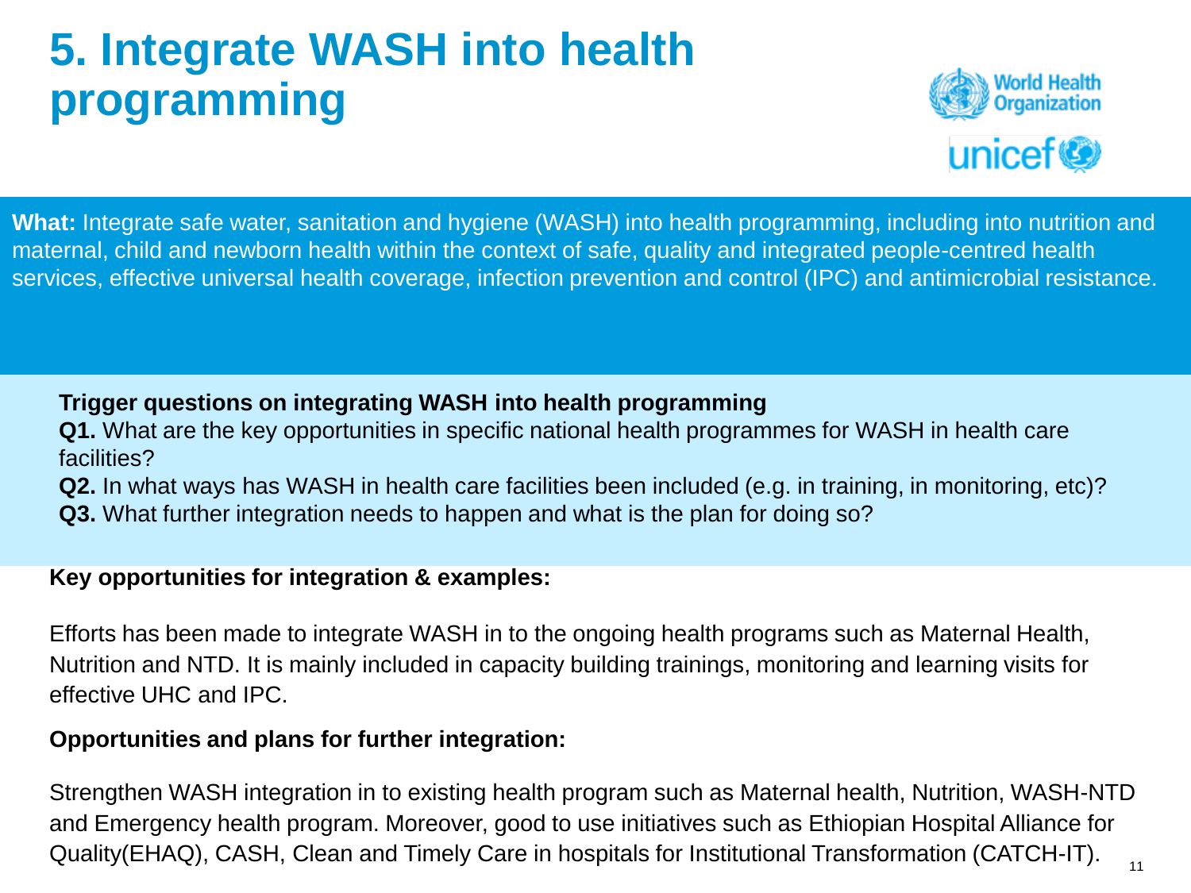# 5. Integrate WASH into health programming

**What:** Integrate safe water, sanitation and hygiene (WASH) into health programming, including into nutrition and maternal, child and newborn health within the context of safe, quality and integrated people-centred health services, effective universal health coverage, infection prevention and control (IPC) and antimicrobial resistance.

**Trigger questions on integrating WASH into health programming**

**Q1.** What are the key opportunities in specific national health programmes for WASH in health care facilities?

**Q2.** In what ways has WASH in health care facilities been included (e.g. in training, in monitoring, etc)?

**Q3.** What further integration needs to happen and what is the plan for doing so?

**Key opportunities for integration & examples:**

Efforts has been made to integrate WASH in to the ongoing health programs such as Maternal Health, Nutrition and NTD. It is mainly included in capacity building trainings, monitoring and learning visits for effective UHC and IPC.

**Opportunities and plans for further integration:**

Strengthen WASH integration in to existing health program such as Maternal health, Nutrition, WASH-NTD and Emergency health program. Moreover, good to use initiatives such as Ethiopian Hospital Alliance for Quality(EHAQ), CASH, Clean and Timely Care in hospitals for Institutional Transformation (CATCH-IT).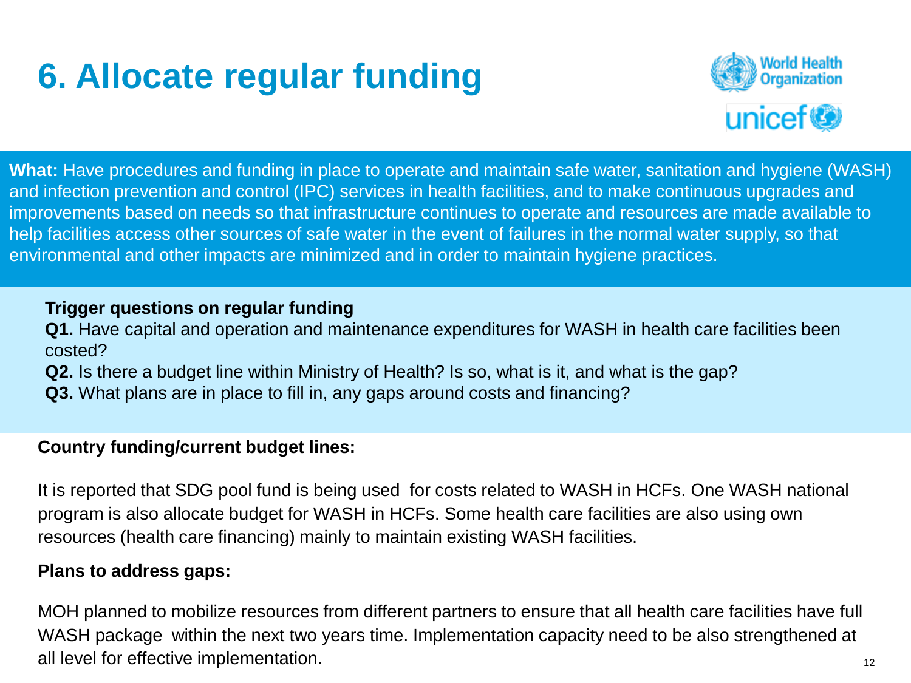# 6. Allocate regular funding

**What:** Have procedures and funding in place to operate and maintain safe water, sanitation and hygiene (WASH) and infection prevention and control (IPC) services in health facilities, and to make continuous upgrades and improvements based on needs so that infrastructure continues to operate and resources are made available to help facilities access other sources of safe water in the event of failures in the normal water supply, so that environmental and other impacts are minimized and in order to maintain hygiene practices.

**Trigger questions on regular funding**

**Q1.** Have capital and operation and maintenance expenditures for WASH in health care facilities been costed?

**Q2.** Is there a budget line within Ministry of Health? Is so, what is it, and what is the gap?

**Q3.** What plans are in place to fill in, any gaps around costs and financing?

**Country funding/current budget lines:**

It is reported that SDG pool fund is being used for costs related to WASH in HCFs. One WASH national program is also allocate budget for WASH in HCFs. Some health care facilities are also using own resources (health care financing) mainly to maintain existing WASH facilities.

**Plans to address gaps:**

MOH planned to mobilize resources from different partners to ensure that all health care facilities have full WASH package within the next two years time. Implementation capacity need to be also strengthened at all level for effective implementation.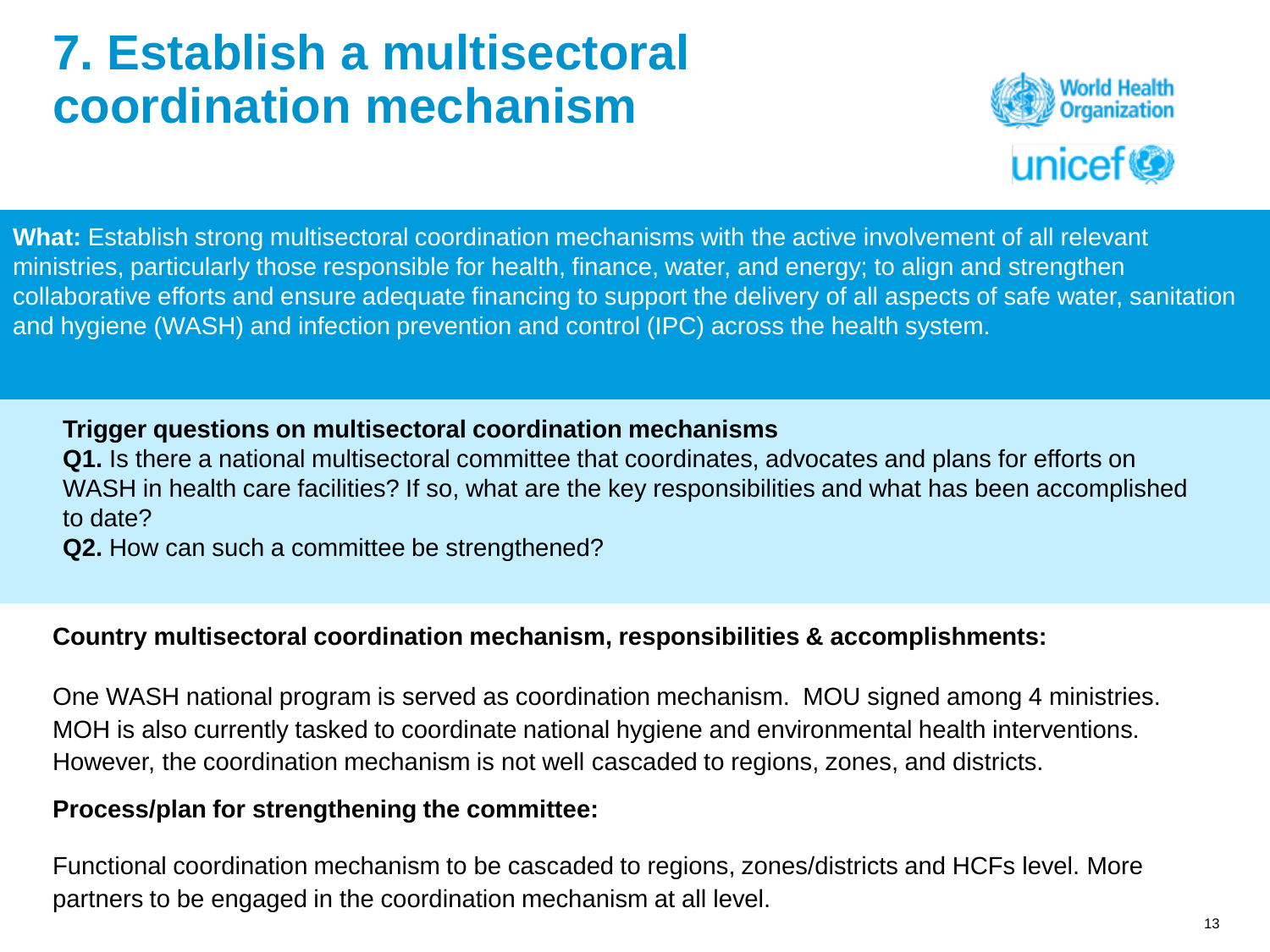# 7. Establish a multisectoral coordination mechanism

**What:** Establish strong multisectoral coordination mechanisms with the active involvement of all relevant ministries, particularly those responsible for health, finance, water, and energy; to align and strengthen collaborative efforts and ensure adequate financing to support the delivery of all aspects of safe water, sanitation and hygiene (WASH) and infection prevention and control (IPC) across the health system.

**Trigger questions on multisectoral coordination mechanisms**

**Q1.** Is there a national multisectoral committee that coordinates, advocates and plans for efforts on WASH in health care facilities? If so, what are the key responsibilities and what has been accomplished to date?

**Q2.** How can such a committee be strengthened?

**Country multisectoral coordination mechanism, responsibilities & accomplishments:**

One WASH national program is served as coordination mechanism. MOU signed among 4 ministries. MOH is also currently tasked to coordinate national hygiene and environmental health interventions. However, the coordination mechanism is not well cascaded to regions, zones, and districts.

**Process/plan for strengthening the committee:**

Functional coordination mechanism to be cascaded to regions, zones/districts and HCFs level. More partners to be engaged in the coordination mechanism at all level.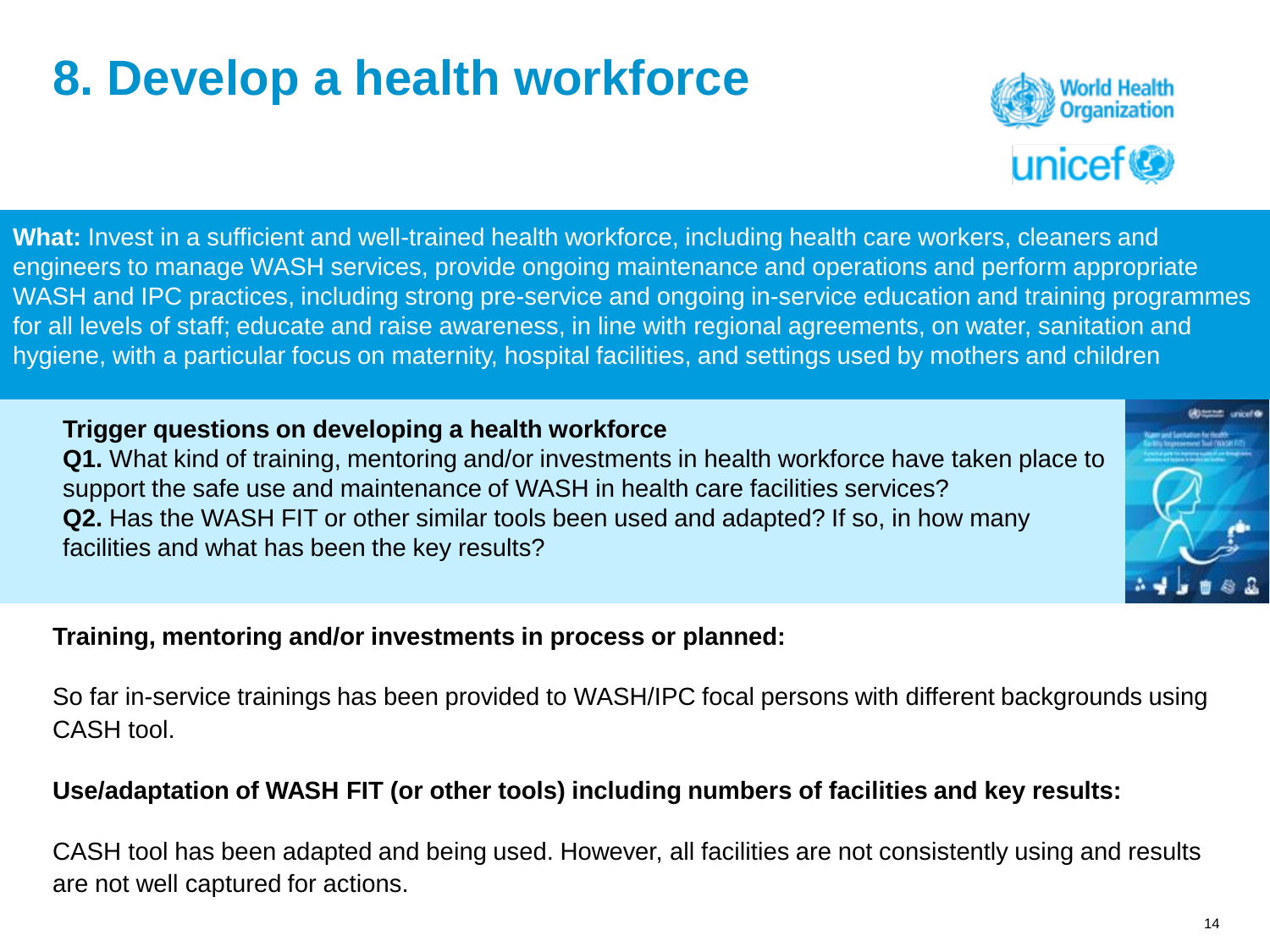# 8. Develop a health workforce

**What:** Invest in a sufficient and well-trained health workforce, including health care workers, cleaners and engineers to manage WASH services, provide ongoing maintenance and operations and perform appropriate WASH and IPC practices, including strong pre-service and ongoing in-service education and training programmes for all levels of staff; educate and raise awareness, in line with regional agreements, on water, sanitation and hygiene, with a particular focus on maternity, hospital facilities, and settings used by mothers and children

**Trigger questions on developing a health workforce**

**Q1.** What kind of training, mentoring and/or investments in health workforce have taken place to support the safe use and maintenance of WASH in health care facilities services?

**Q2.** Has the WASH FIT or other similar tools been used and adapted? If so, in how many facilities and what has been the key results?

**Training, mentoring and/or investments in process or planned:**

So far in-service trainings has been provided to WASH/IPC focal persons with different backgrounds using CASH tool.

**Use/adaptation of WASH FIT (or other tools) including numbers of facilities and key results:**

CASH tool has been adapted and being used. However, all facilities are not consistently using and results are not well captured for actions.